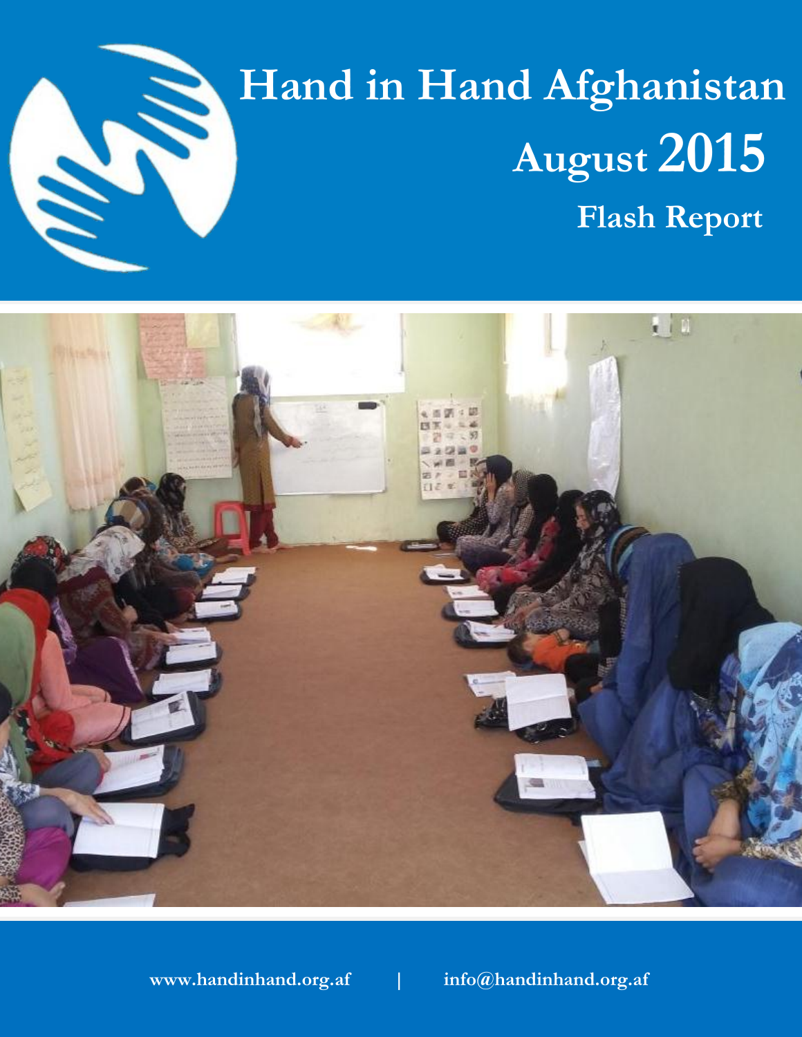# Hand in Hand Afghanistan

## August 2015

### Flash Report

www.handinhand.org.af | info@handinhand.org.af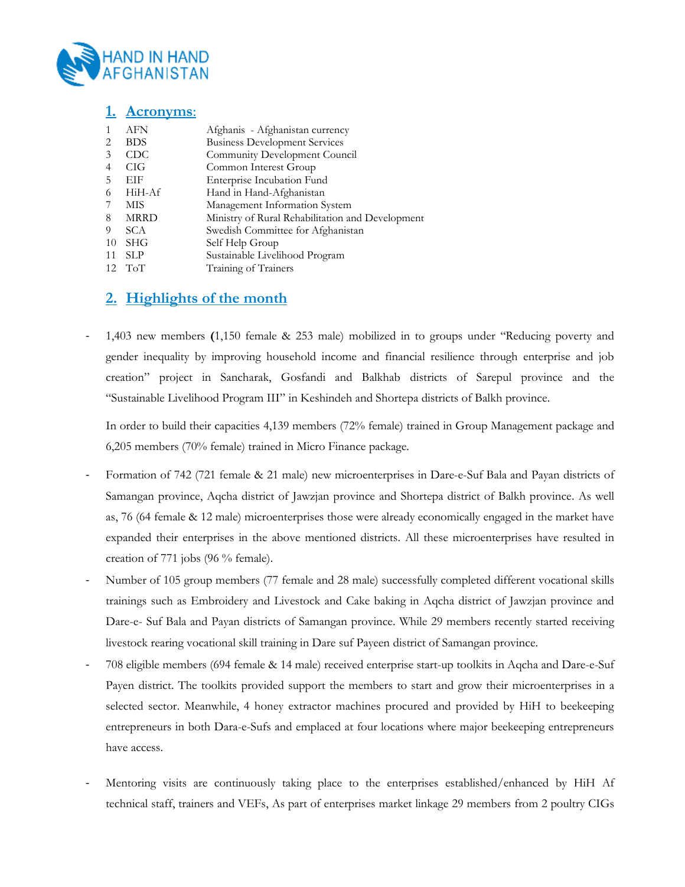## 1. Acronyms:

| | | |
|---|---|---|
| 1 | AFN | Afghanis - Afghanistan currency |
| 2 | BDS | Business Development Services |
| 3 | CDC | Community Development Council |
| 4 | CIG | Common Interest Group |
| 5 | EIF | Enterprise Incubation Fund |
| 6 | HiH-Af | Hand in Hand-Afghanistan |
| 7 | MIS | Management Information System |
| 8 | MRRD | Ministry of Rural Rehabilitation and Development |
| 9 | SCA | Swedish Committee for Afghanistan |
| 10 | SHG | Self Help Group |
| 11 | SLP | Sustainable Livelihood Program |
| 12 | ToT | Training of Trainers |

## 2. Highlights of the month

- 1,403 new members **(**1,150 female & 253 male) mobilized in to groups under "Reducing poverty and gender inequality by improving household income and financial resilience through enterprise and job creation" project in Sancharak, Gosfandi and Balkhab districts of Sarepul province and the "Sustainable Livelihood Program III" in Keshindeh and Shortepa districts of Balkh province.

  In order to build their capacities 4,139 members (72% female) trained in Group Management package and 6,205 members (70% female) trained in Micro Finance package.

- Formation of 742 (721 female & 21 male) new microenterprises in Dare-e-Suf Bala and Payan districts of Samangan province, Aqcha district of Jawzjan province and Shortepa district of Balkh province. As well as, 76 (64 female & 12 male) microenterprises those were already economically engaged in the market have expanded their enterprises in the above mentioned districts. All these microenterprises have resulted in creation of 771 jobs (96 % female).
- Number of 105 group members (77 female and 28 male) successfully completed different vocational skills trainings such as Embroidery and Livestock and Cake baking in Aqcha district of Jawzjan province and Dare-e- Suf Bala and Payan districts of Samangan province. While 29 members recently started receiving livestock rearing vocational skill training in Dare suf Payeen district of Samangan province.
- 708 eligible members (694 female & 14 male) received enterprise start-up toolkits in Aqcha and Dare-e-Suf Payen district. The toolkits provided support the members to start and grow their microenterprises in a selected sector. Meanwhile, 4 honey extractor machines procured and provided by HiH to beekeeping entrepreneurs in both Dara-e-Sufs and emplaced at four locations where major beekeeping entrepreneurs have access.

- Mentoring visits are continuously taking place to the enterprises established/enhanced by HiH Af technical staff, trainers and VEFs, As part of enterprises market linkage 29 members from 2 poultry CIGs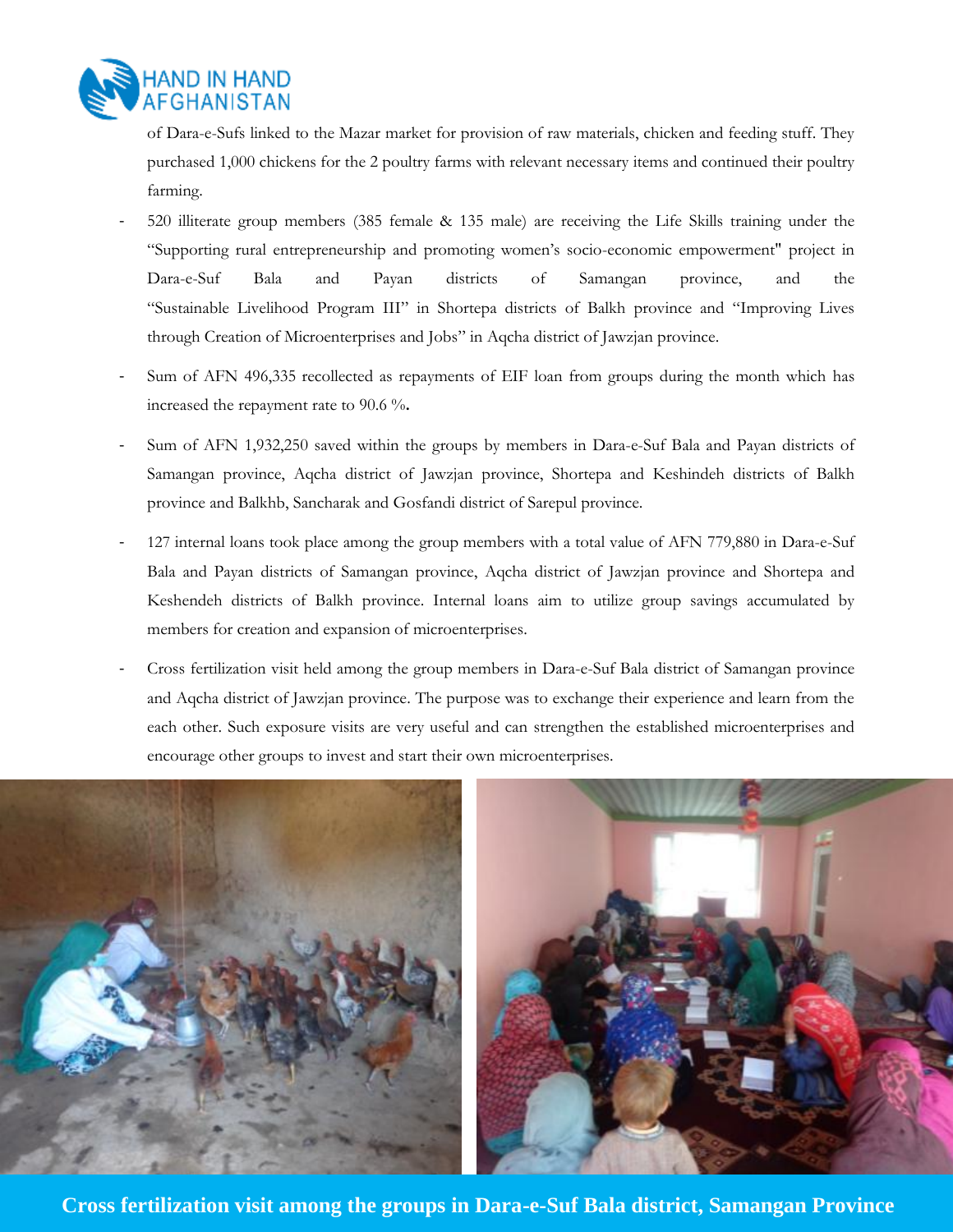of Dara-e-Sufs linked to the Mazar market for provision of raw materials, chicken and feeding stuff. They purchased 1,000 chickens for the 2 poultry farms with relevant necessary items and continued their poultry farming.

- 520 illiterate group members (385 female & 135 male) are receiving the Life Skills training under the “Supporting rural entrepreneurship and promoting women’s socio-economic empowerment" project in Dara-e-Suf Bala and Payan districts of Samangan province, and the “Sustainable Livelihood Program III” in Shortepa districts of Balkh province and “Improving Lives through Creation of Microenterprises and Jobs” in Aqcha district of Jawzjan province.

- Sum of AFN 496,335 recollected as repayments of EIF loan from groups during the month which has increased the repayment rate to 90.6 %**.**

- Sum of AFN 1,932,250 saved within the groups by members in Dara-e-Suf Bala and Payan districts of Samangan province, Aqcha district of Jawzjan province, Shortepa and Keshindeh districts of Balkh province and Balkhb, Sancharak and Gosfandi district of Sarepul province.

- 127 internal loans took place among the group members with a total value of AFN 779,880 in Dara-e-Suf Bala and Payan districts of Samangan province, Aqcha district of Jawzjan province and Shortepa and Keshendeh districts of Balkh province. Internal loans aim to utilize group savings accumulated by members for creation and expansion of microenterprises.

- Cross fertilization visit held among the group members in Dara-e-Suf Bala district of Samangan province and Aqcha district of Jawzjan province. The purpose was to exchange their experience and learn from the each other. Such exposure visits are very useful and can strengthen the established microenterprises and encourage other groups to invest and start their own microenterprises.

**Cross fertilization visit among the groups in Dara-e-Suf Bala district, Samangan Province**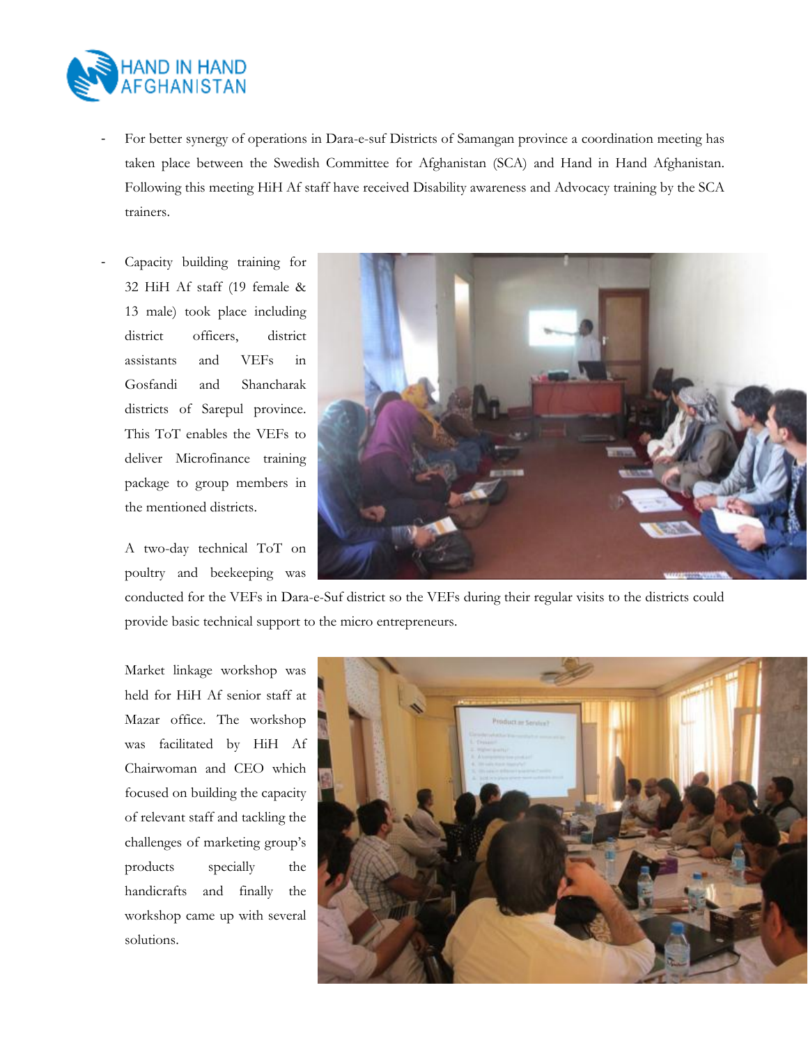- For better synergy of operations in Dara-e-suf Districts of Samangan province a coordination meeting has taken place between the Swedish Committee for Afghanistan (SCA) and Hand in Hand Afghanistan. Following this meeting HiH Af staff have received Disability awareness and Advocacy training by the SCA trainers.

- Capacity building training for 32 HiH Af staff (19 female & 13 male) took place including district officers, district assistants and VEFs in Gosfandi and Shancharak districts of Sarepul province. This ToT enables the VEFs to deliver Microfinance training package to group members in the mentioned districts.

  A two-day technical ToT on poultry and beekeeping was conducted for the VEFs in Dara-e-Suf district so the VEFs during their regular visits to the districts could provide basic technical support to the micro entrepreneurs.

  Market linkage workshop was held for HiH Af senior staff at Mazar office. The workshop was facilitated by HiH Af Chairwoman and CEO which focused on building the capacity of relevant staff and tackling the challenges of marketing group's products specially the handicrafts and finally the workshop came up with several solutions.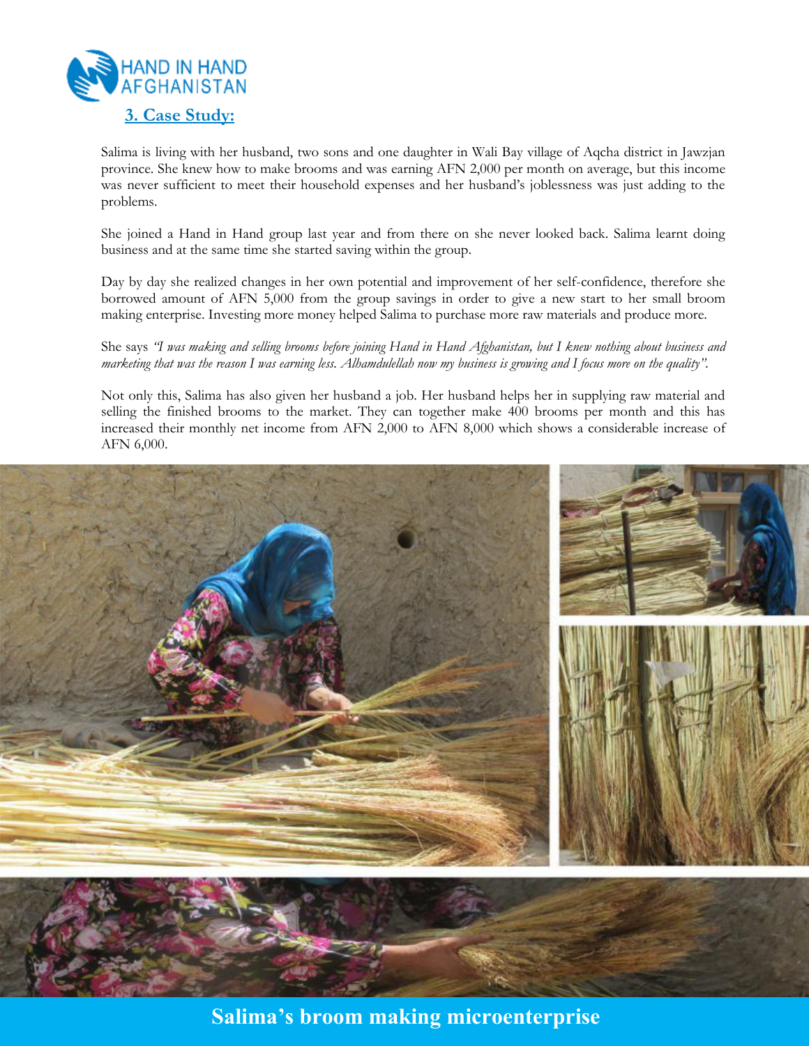HAND IN HAND AFGHANISTAN

## 3. Case Study:

Salima is living with her husband, two sons and one daughter in Wali Bay village of Aqcha district in Jawzjan province. She knew how to make brooms and was earning AFN 2,000 per month on average, but this income was never sufficient to meet their household expenses and her husband's joblessness was just adding to the problems.

She joined a Hand in Hand group last year and from there on she never looked back. Salima learnt doing business and at the same time she started saving within the group.

Day by day she realized changes in her own potential and improvement of her self-confidence, therefore she borrowed amount of AFN 5,000 from the group savings in order to give a new start to her small broom making enterprise. Investing more money helped Salima to purchase more raw materials and produce more.

She says *"I was making and selling brooms before joining Hand in Hand Afghanistan, but I knew nothing about business and marketing that was the reason I was earning less. Alhamdulellah now my business is growing and I focus more on the quality".*

Not only this, Salima has also given her husband a job. Her husband helps her in supplying raw material and selling the finished brooms to the market. They can together make 400 brooms per month and this has increased their monthly net income from AFN 2,000 to AFN 8,000 which shows a considerable increase of AFN 6,000.

**Salima's broom making microenterprise**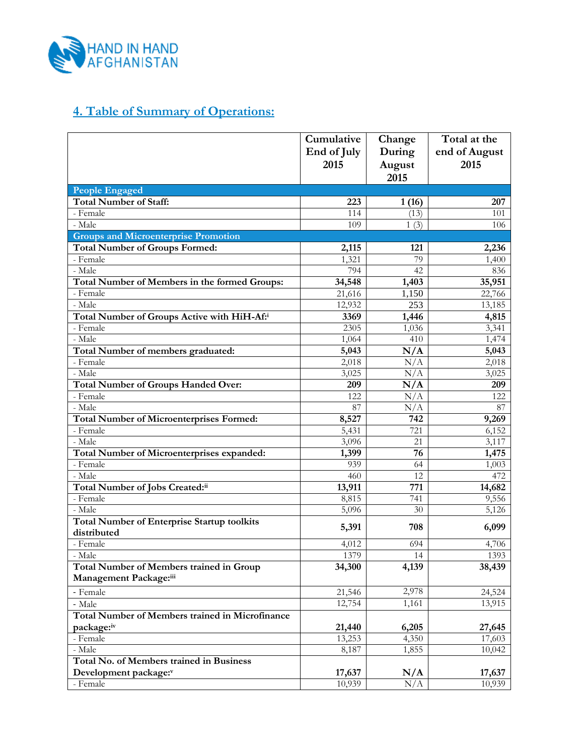## 4. Table of Summary of Operations:

| | Cumulative End of July 2015 | Change During August 2015 | Total at the end of August 2015 |
|---|---|---|---|
| **People Engaged** | | | |
| **Total Number of Staff:** | **223** | **1 (16)** | **207** |
| - Female | 114 | (13) | 101 |
| - Male | 109 | 1 (3) | 106 |
| **Groups and Microenterprise Promotion** | | | |
| **Total Number of Groups Formed:** | **2,115** | **121** | **2,236** |
| - Female | 1,321 | 79 | 1,400 |
| - Male | 794 | 42 | 836 |
| **Total Number of Members in the formed Groups:** | **34,548** | **1,403** | **35,951** |
| - Female | 21,616 | 1,150 | 22,766 |
| - Male | 12,932 | 253 | 13,185 |
| **Total Number of Groups Active with HiH-Af:**[i] | **3369** | **1,446** | **4,815** |
| - Female | 2305 | 1,036 | 3,341 |
| - Male | 1,064 | 410 | 1,474 |
| **Total Number of members graduated:** | **5,043** | **N/A** | **5,043** |
| - Female | 2,018 | N/A | 2,018 |
| - Male | 3,025 | N/A | 3,025 |
| **Total Number of Groups Handed Over:** | **209** | **N/A** | **209** |
| - Female | 122 | N/A | 122 |
| - Male | 87 | N/A | 87 |
| **Total Number of Microenterprises Formed:** | **8,527** | **742** | **9,269** |
| - Female | 5,431 | 721 | 6,152 |
| - Male | 3,096 | 21 | 3,117 |
| **Total Number of Microenterprises expanded:** | **1,399** | **76** | **1,475** |
| - Female | 939 | 64 | 1,003 |
| - Male | 460 | 12 | 472 |
| **Total Number of Jobs Created:**[ii] | **13,911** | **771** | **14,682** |
| - Female | 8,815 | 741 | 9,556 |
| - Male | 5,096 | 30 | 5,126 |
| **Total Number of Enterprise Startup toolkits distributed** | **5,391** | **708** | **6,099** |
| - Female | 4,012 | 694 | 4,706 |
| - Male | 1379 | 14 | 1393 |
| **Total Number of Members trained in Group Management Package:**[iii] | **34,300** | **4,139** | **38,439** |
| - Female | 21,546 | 2,978 | 24,524 |
| - Male | 12,754 | 1,161 | 13,915 |
| **Total Number of Members trained in Microfinance package:**[iv] | **21,440** | **6,205** | **27,645** |
| - Female | 13,253 | 4,350 | 17,603 |
| - Male | 8,187 | 1,855 | 10,042 |
| **Total No. of Members trained in Business Development package:**[v] | **17,637** | **N/A** | **17,637** |
| - Female | 10,939 | N/A | 10,939 |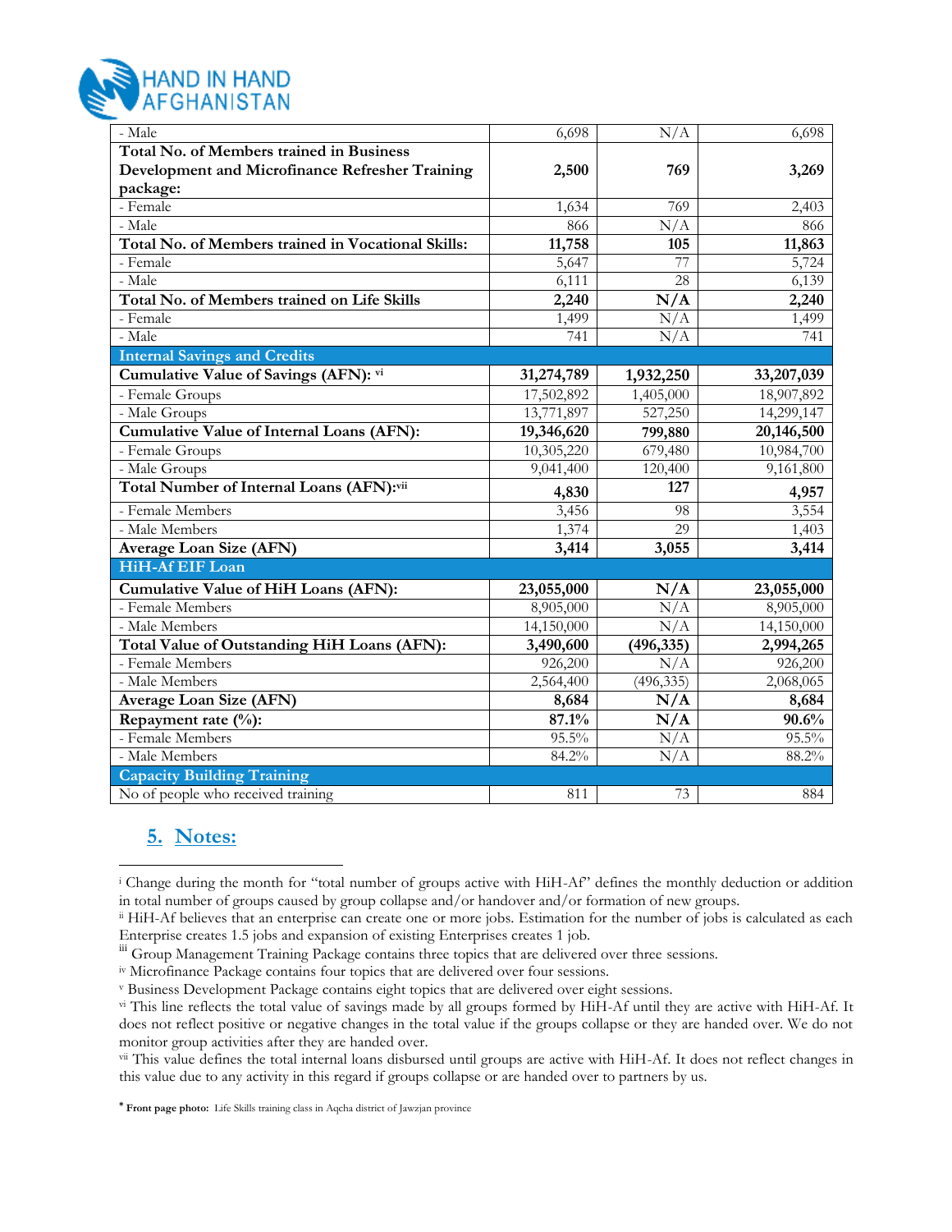| | | | |
|---|---|---|---|
| - Male | 6,698 | N/A | 6,698 |
| **Total No. of Members trained in Business Development and Microfinance Refresher Training package:** | **2,500** | **769** | **3,269** |
| - Female | 1,634 | 769 | 2,403 |
| - Male | 866 | N/A | 866 |
| **Total No. of Members trained in Vocational Skills:** | **11,758** | **105** | **11,863** |
| - Female | 5,647 | 77 | 5,724 |
| - Male | 6,111 | 28 | 6,139 |
| **Total No. of Members trained on Life Skills** | **2,240** | **N/A** | **2,240** |
| - Female | 1,499 | N/A | 1,499 |
| - Male | 741 | N/A | 741 |
| **Internal Savings and Credits** | | | |
| **Cumulative Value of Savings (AFN):** [vi] | **31,274,789** | **1,932,250** | **33,207,039** |
| - Female Groups | 17,502,892 | 1,405,000 | 18,907,892 |
| - Male Groups | 13,771,897 | 527,250 | 14,299,147 |
| **Cumulative Value of Internal Loans (AFN):** | **19,346,620** | **799,880** | **20,146,500** |
| - Female Groups | 10,305,220 | 679,480 | 10,984,700 |
| - Male Groups | 9,041,400 | 120,400 | 9,161,800 |
| **Total Number of Internal Loans (AFN):** [vii] | **4,830** | **127** | **4,957** |
| - Female Members | 3,456 | 98 | 3,554 |
| - Male Members | 1,374 | 29 | 1,403 |
| **Average Loan Size (AFN)** | **3,414** | **3,055** | **3,414** |
| **HiH-Af EIF Loan** | | | |
| **Cumulative Value of HiH Loans (AFN):** | **23,055,000** | **N/A** | **23,055,000** |
| - Female Members | 8,905,000 | N/A | 8,905,000 |
| - Male Members | 14,150,000 | N/A | 14,150,000 |
| **Total Value of Outstanding HiH Loans (AFN):** | **3,490,600** | **(496,335)** | **2,994,265** |
| - Female Members | 926,200 | N/A | 926,200 |
| - Male Members | 2,564,400 | (496,335) | 2,068,065 |
| **Average Loan Size (AFN)** | **8,684** | **N/A** | **8,684** |
| **Repayment rate (%):** | **87.1%** | **N/A** | **90.6%** |
| - Female Members | 95.5% | N/A | 95.5% |
| - Male Members | 84.2% | N/A | 88.2% |
| **Capacity Building Training** | | | |
| No of people who received training | 811 | 73 | 884 |

## 5. Notes:

[i] Change during the month for "total number of groups active with HiH-Af" defines the monthly deduction or addition in total number of groups caused by group collapse and/or handover and/or formation of new groups.

[ii] HiH-Af believes that an enterprise can create one or more jobs. Estimation for the number of jobs is calculated as each Enterprise creates 1.5 jobs and expansion of existing Enterprises creates 1 job.

[iii] Group Management Training Package contains three topics that are delivered over three sessions.

[iv] Microfinance Package contains four topics that are delivered over four sessions.

[v] Business Development Package contains eight topics that are delivered over eight sessions.

[vi] This line reflects the total value of savings made by all groups formed by HiH-Af until they are active with HiH-Af. It does not reflect positive or negative changes in the total value if the groups collapse or they are handed over. We do not monitor group activities after they are handed over.

[vii] This value defines the total internal loans disbursed until groups are active with HiH-Af. It does not reflect changes in this value due to any activity in this regard if groups collapse or are handed over to partners by us.

* **Front page photo:** Life Skills training class in Aqcha district of Jawzjan province